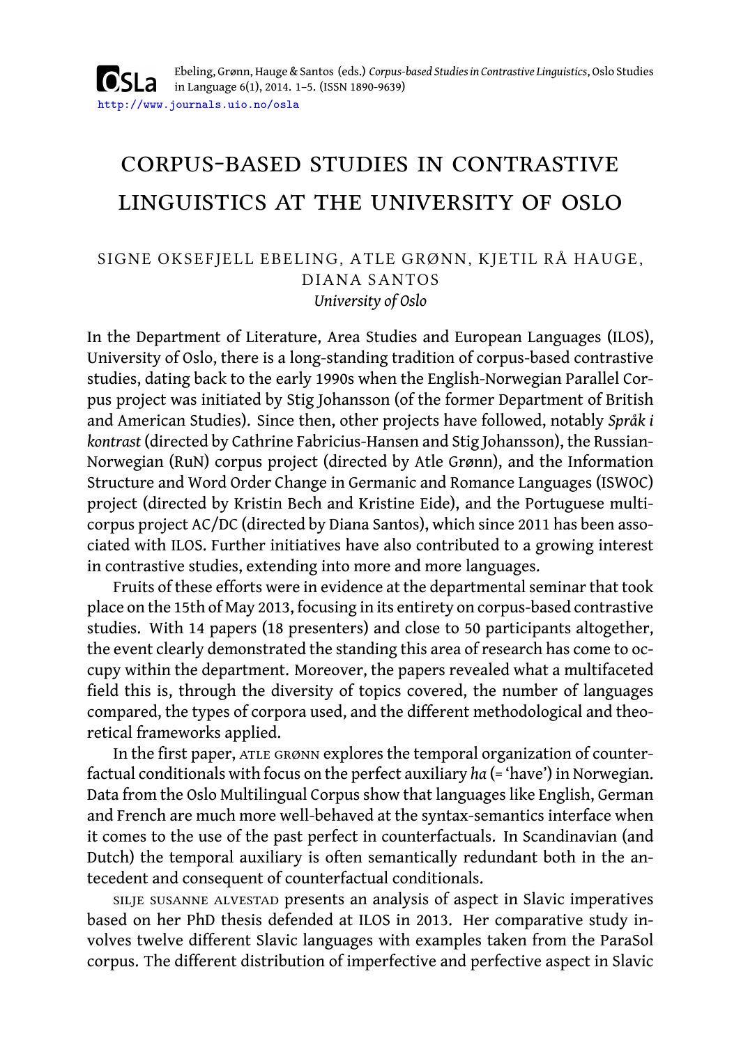# CORPUS-BASED STUDIES IN CONTRASTIVE LINGUISTICS AT THE UNIVERSITY OF OSLO

SIGNE OKSEFJELL EBELING, ATLE GRØNN, KJETIL RÅ HAUGE, DIANA SANTOS

*University of Oslo*

In the Department of Literature, Area Studies and European Languages (ILOS), University of Oslo, there is a long-standing tradition of corpus-based contrastive studies, dating back to the early 1990s when the English-Norwegian Parallel Corpus project was initiated by Stig Johansson (of the former Department of British and American Studies). Since then, other projects have followed, notably *Språk i kontrast* (directed by Cathrine Fabricius-Hansen and Stig Johansson), the Russian-Norwegian (RuN) corpus project (directed by Atle Grønn), and the Information Structure and Word Order Change in Germanic and Romance Languages (ISWOC) project (directed by Kristin Bech and Kristine Eide), and the Portuguese multi-corpus project AC/DC (directed by Diana Santos), which since 2011 has been associated with ILOS. Further initiatives have also contributed to a growing interest in contrastive studies, extending into more and more languages.

Fruits of these efforts were in evidence at the departmental seminar that took place on the 15th of May 2013, focusing in its entirety on corpus-based contrastive studies. With 14 papers (18 presenters) and close to 50 participants altogether, the event clearly demonstrated the standing this area of research has come to occupy within the department. Moreover, the papers revealed what a multifaceted field this is, through the diversity of topics covered, the number of languages compared, the types of corpora used, and the different methodological and theoretical frameworks applied.

In the first paper, ATLE GRØNN explores the temporal organization of counterfactual conditionals with focus on the perfect auxiliary *ha* (= 'have') in Norwegian. Data from the Oslo Multilingual Corpus show that languages like English, German and French are much more well-behaved at the syntax-semantics interface when it comes to the use of the past perfect in counterfactuals. In Scandinavian (and Dutch) the temporal auxiliary is often semantically redundant both in the antecedent and consequent of counterfactual conditionals.

SILJE SUSANNE ALVESTAD presents an analysis of aspect in Slavic imperatives based on her PhD thesis defended at ILOS in 2013. Her comparative study involves twelve different Slavic languages with examples taken from the ParaSol corpus. The different distribution of imperfective and perfective aspect in Slavic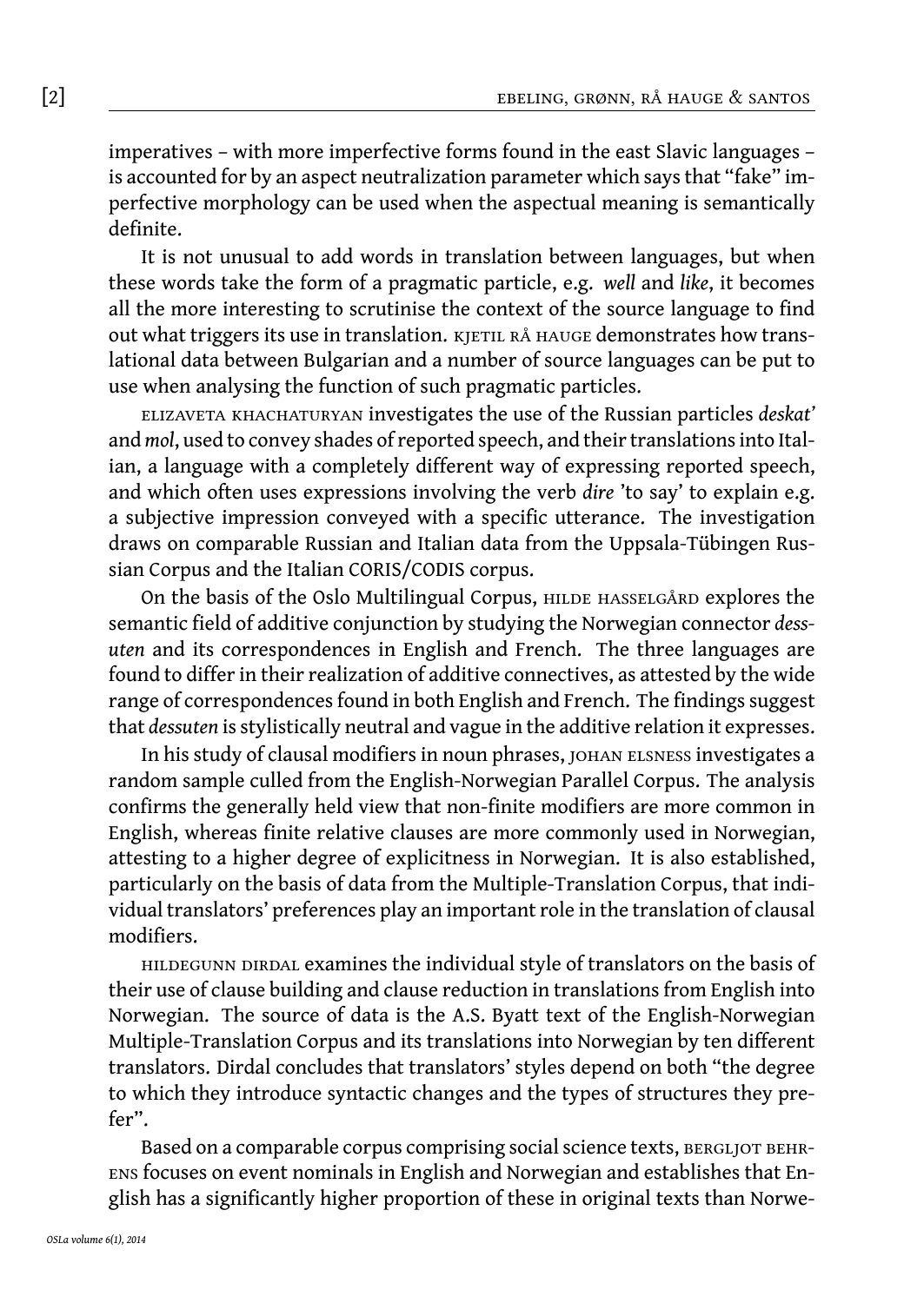imperatives – with more imperfective forms found in the east Slavic languages – is accounted for by an aspect neutralization parameter which says that "fake" imperfective morphology can be used when the aspectual meaning is semantically definite.

It is not unusual to add words in translation between languages, but when these words take the form of a pragmatic particle, e.g. *well* and *like*, it becomes all the more interesting to scrutinise the context of the source language to find out what triggers its use in translation. KJETIL RÅ HAUGE demonstrates how translational data between Bulgarian and a number of source languages can be put to use when analysing the function of such pragmatic particles.

ELIZAVETA KHACHATURYAN investigates the use of the Russian particles *deskat'* and *mol*, used to convey shades of reported speech, and their translations into Italian, a language with a completely different way of expressing reported speech, and which often uses expressions involving the verb *dire* 'to say' to explain e.g. a subjective impression conveyed with a specific utterance. The investigation draws on comparable Russian and Italian data from the Uppsala-Tübingen Russian Corpus and the Italian CORIS/CODIS corpus.

On the basis of the Oslo Multilingual Corpus, HILDE HASSELGÅRD explores the semantic field of additive conjunction by studying the Norwegian connector *dessuten* and its correspondences in English and French. The three languages are found to differ in their realization of additive connectives, as attested by the wide range of correspondences found in both English and French. The findings suggest that *dessuten* is stylistically neutral and vague in the additive relation it expresses.

In his study of clausal modifiers in noun phrases, JOHAN ELSNESS investigates a random sample culled from the English-Norwegian Parallel Corpus. The analysis confirms the generally held view that non-finite modifiers are more common in English, whereas finite relative clauses are more commonly used in Norwegian, attesting to a higher degree of explicitness in Norwegian. It is also established, particularly on the basis of data from the Multiple-Translation Corpus, that individual translators' preferences play an important role in the translation of clausal modifiers.

HILDEGUNN DIRDAL examines the individual style of translators on the basis of their use of clause building and clause reduction in translations from English into Norwegian. The source of data is the A.S. Byatt text of the English-Norwegian Multiple-Translation Corpus and its translations into Norwegian by ten different translators. Dirdal concludes that translators' styles depend on both "the degree to which they introduce syntactic changes and the types of structures they prefer".

Based on a comparable corpus comprising social science texts, BERGLJOT BEHRENS focuses on event nominals in English and Norwegian and establishes that English has a significantly higher proportion of these in original texts than Norwe-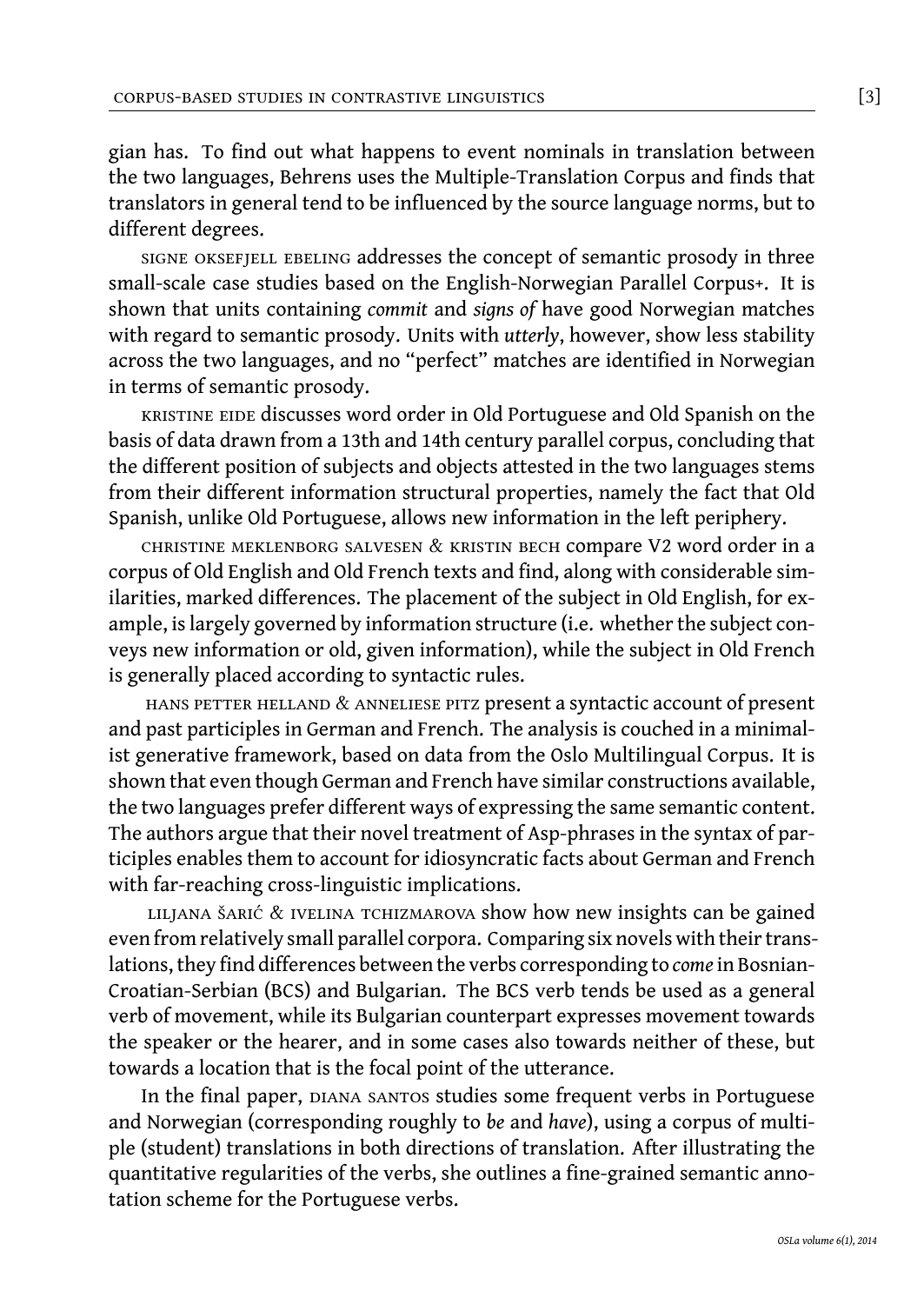gian has. To find out what happens to event nominals in translation between the two languages, Behrens uses the Multiple-Translation Corpus and finds that translators in general tend to be influenced by the source language norms, but to different degrees.

SIGNE OKSEFJELL EBELING addresses the concept of semantic prosody in three small-scale case studies based on the English-Norwegian Parallel Corpus+. It is shown that units containing *commit* and *signs of* have good Norwegian matches with regard to semantic prosody. Units with *utterly*, however, show less stability across the two languages, and no "perfect" matches are identified in Norwegian in terms of semantic prosody.

KRISTINE EIDE discusses word order in Old Portuguese and Old Spanish on the basis of data drawn from a 13th and 14th century parallel corpus, concluding that the different position of subjects and objects attested in the two languages stems from their different information structural properties, namely the fact that Old Spanish, unlike Old Portuguese, allows new information in the left periphery.

CHRISTINE MEKLENBORG SALVESEN & KRISTIN BECH compare V2 word order in a corpus of Old English and Old French texts and find, along with considerable similarities, marked differences. The placement of the subject in Old English, for example, is largely governed by information structure (i.e. whether the subject conveys new information or old, given information), while the subject in Old French is generally placed according to syntactic rules.

HANS PETTER HELLAND & ANNELIESE PITZ present a syntactic account of present and past participles in German and French. The analysis is couched in a minimalist generative framework, based on data from the Oslo Multilingual Corpus. It is shown that even though German and French have similar constructions available, the two languages prefer different ways of expressing the same semantic content. The authors argue that their novel treatment of Asp-phrases in the syntax of participles enables them to account for idiosyncratic facts about German and French with far-reaching cross-linguistic implications.

LILJANA ŠARIĆ & IVELINA TCHIZMAROVA show how new insights can be gained even from relatively small parallel corpora. Comparing six novels with their translations, they find differences between the verbs corresponding to *come* in Bosnian-Croatian-Serbian (BCS) and Bulgarian. The BCS verb tends be used as a general verb of movement, while its Bulgarian counterpart expresses movement towards the speaker or the hearer, and in some cases also towards neither of these, but towards a location that is the focal point of the utterance.

In the final paper, DIANA SANTOS studies some frequent verbs in Portuguese and Norwegian (corresponding roughly to *be* and *have*), using a corpus of multiple (student) translations in both directions of translation. After illustrating the quantitative regularities of the verbs, she outlines a fine-grained semantic annotation scheme for the Portuguese verbs.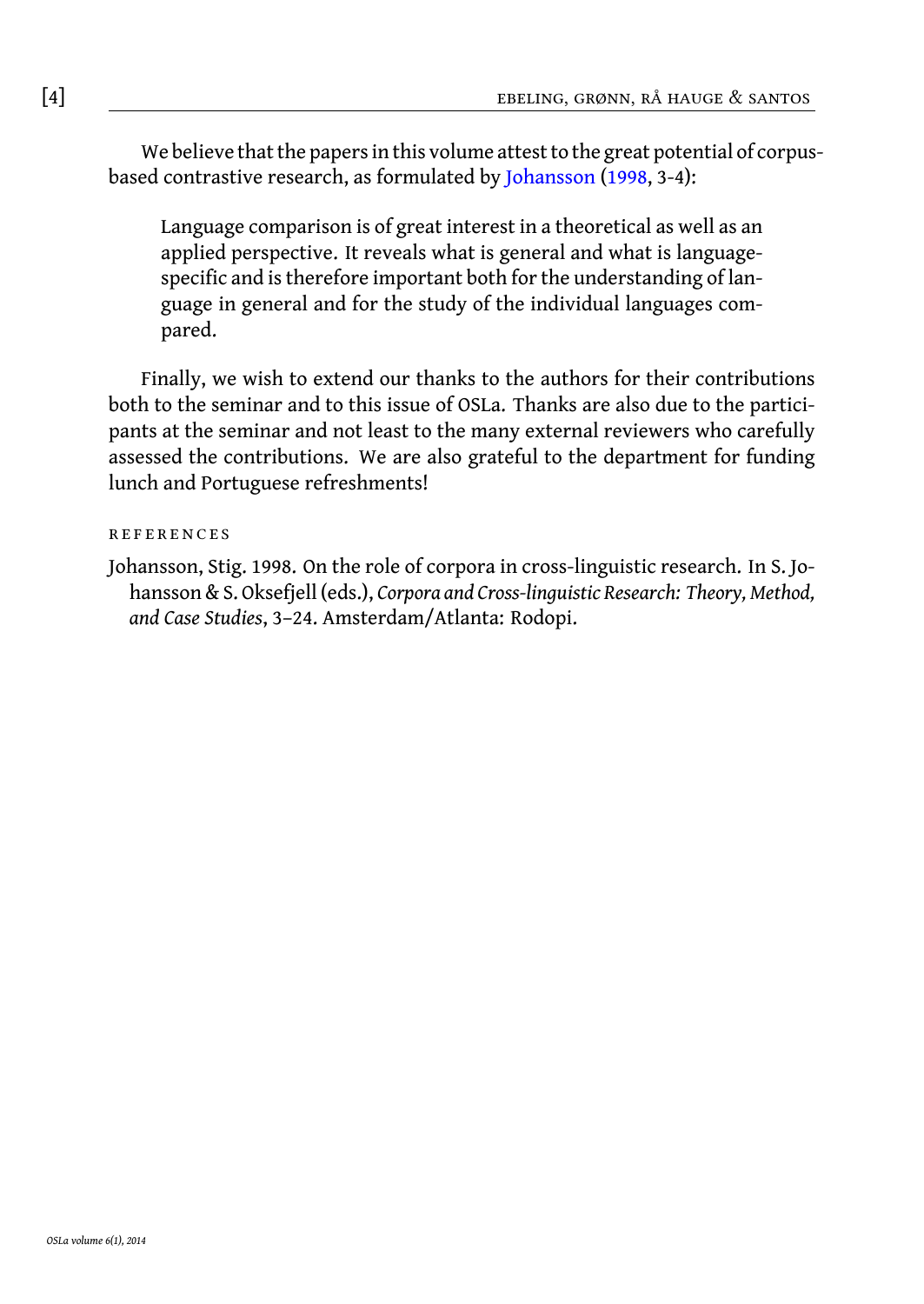We believe that the papers in this volume attest to the great potential of corpus-based contrastive research, as formulated by Johansson (1998, 3-4):

> Language comparison is of great interest in a theoretical as well as an applied perspective. It reveals what is general and what is language-specific and is therefore important both for the understanding of language in general and for the study of the individual languages compared.

Finally, we wish to extend our thanks to the authors for their contributions both to the seminar and to this issue of OSLa. Thanks are also due to the participants at the seminar and not least to the many external reviewers who carefully assessed the contributions. We are also grateful to the department for funding lunch and Portuguese refreshments!

## REFERENCES

Johansson, Stig. 1998. On the role of corpora in cross-linguistic research. In S. Johansson & S. Oksefjell (eds.), *Corpora and Cross-linguistic Research: Theory, Method, and Case Studies*, 3–24. Amsterdam/Atlanta: Rodopi.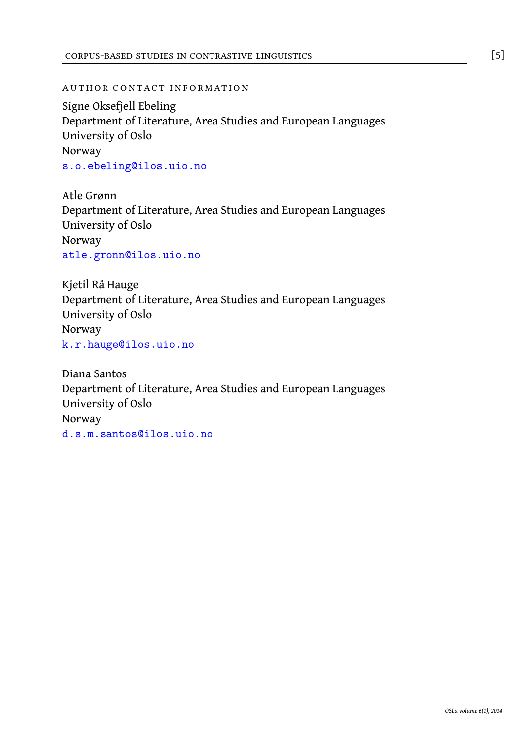## AUTHOR CONTACT INFORMATION

Signe Oksefjell Ebeling
Department of Literature, Area Studies and European Languages
University of Oslo
Norway
s.o.ebeling@ilos.uio.no

Atle Grønn
Department of Literature, Area Studies and European Languages
University of Oslo
Norway
atle.gronn@ilos.uio.no

Kjetil Rå Hauge
Department of Literature, Area Studies and European Languages
University of Oslo
Norway
k.r.hauge@ilos.uio.no

Diana Santos
Department of Literature, Area Studies and European Languages
University of Oslo
Norway
d.s.m.santos@ilos.uio.no